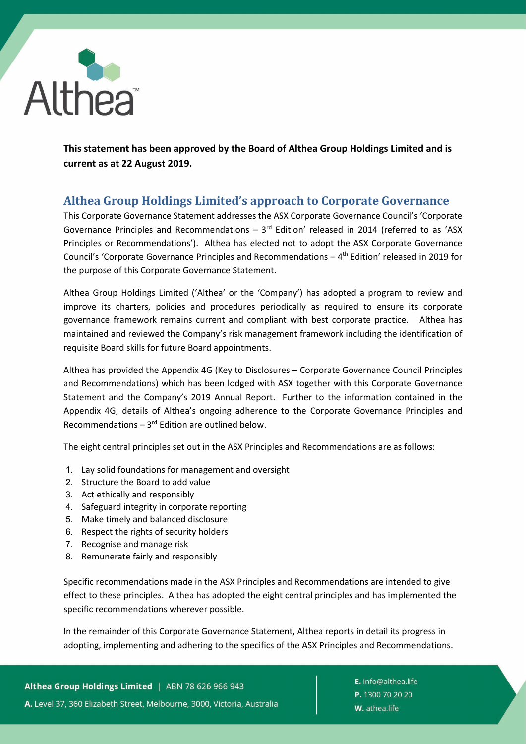**This statement has been approved by the Board of Althea Group Holdings Limited and is current as at 22 August 2019.**

## Althea Group Holdings Limited's approach to Corporate Governance

This Corporate Governance Statement addresses the ASX Corporate Governance Council's 'Corporate Governance Principles and Recommendations – 3rd Edition' released in 2014 (referred to as 'ASX Principles or Recommendations'). Althea has elected not to adopt the ASX Corporate Governance Council's 'Corporate Governance Principles and Recommendations – 4th Edition' released in 2019 for the purpose of this Corporate Governance Statement.

Althea Group Holdings Limited ('Althea' or the 'Company') has adopted a program to review and improve its charters, policies and procedures periodically as required to ensure its corporate governance framework remains current and compliant with best corporate practice. Althea has maintained and reviewed the Company's risk management framework including the identification of requisite Board skills for future Board appointments.

Althea has provided the Appendix 4G (Key to Disclosures – Corporate Governance Council Principles and Recommendations) which has been lodged with ASX together with this Corporate Governance Statement and the Company's 2019 Annual Report. Further to the information contained in the Appendix 4G, details of Althea's ongoing adherence to the Corporate Governance Principles and Recommendations – 3rd Edition are outlined below.

The eight central principles set out in the ASX Principles and Recommendations are as follows:

1. Lay solid foundations for management and oversight
2. Structure the Board to add value
3. Act ethically and responsibly
4. Safeguard integrity in corporate reporting
5. Make timely and balanced disclosure
6. Respect the rights of security holders
7. Recognise and manage risk
8. Remunerate fairly and responsibly

Specific recommendations made in the ASX Principles and Recommendations are intended to give effect to these principles. Althea has adopted the eight central principles and has implemented the specific recommendations wherever possible.

In the remainder of this Corporate Governance Statement, Althea reports in detail its progress in adopting, implementing and adhering to the specifics of the ASX Principles and Recommendations.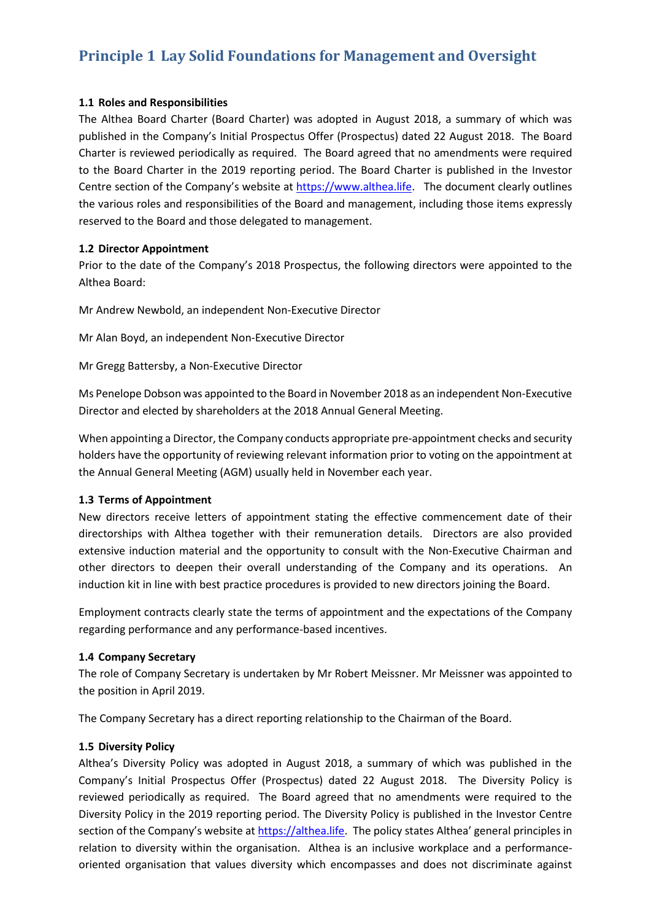## Principle 1 Lay Solid Foundations for Management and Oversight

**1.1 Roles and Responsibilities**

The Althea Board Charter (Board Charter) was adopted in August 2018, a summary of which was published in the Company's Initial Prospectus Offer (Prospectus) dated 22 August 2018. The Board Charter is reviewed periodically as required. The Board agreed that no amendments were required to the Board Charter in the 2019 reporting period. The Board Charter is published in the Investor Centre section of the Company's website at https://www.althea.life. The document clearly outlines the various roles and responsibilities of the Board and management, including those items expressly reserved to the Board and those delegated to management.

**1.2 Director Appointment**

Prior to the date of the Company's 2018 Prospectus, the following directors were appointed to the Althea Board:

Mr Andrew Newbold, an independent Non-Executive Director

Mr Alan Boyd, an independent Non-Executive Director

Mr Gregg Battersby, a Non-Executive Director

Ms Penelope Dobson was appointed to the Board in November 2018 as an independent Non-Executive Director and elected by shareholders at the 2018 Annual General Meeting.

When appointing a Director, the Company conducts appropriate pre-appointment checks and security holders have the opportunity of reviewing relevant information prior to voting on the appointment at the Annual General Meeting (AGM) usually held in November each year.

**1.3 Terms of Appointment**

New directors receive letters of appointment stating the effective commencement date of their directorships with Althea together with their remuneration details. Directors are also provided extensive induction material and the opportunity to consult with the Non-Executive Chairman and other directors to deepen their overall understanding of the Company and its operations. An induction kit in line with best practice procedures is provided to new directors joining the Board.

Employment contracts clearly state the terms of appointment and the expectations of the Company regarding performance and any performance-based incentives.

**1.4 Company Secretary**

The role of Company Secretary is undertaken by Mr Robert Meissner. Mr Meissner was appointed to the position in April 2019.

The Company Secretary has a direct reporting relationship to the Chairman of the Board.

**1.5 Diversity Policy**

Althea's Diversity Policy was adopted in August 2018, a summary of which was published in the Company's Initial Prospectus Offer (Prospectus) dated 22 August 2018. The Diversity Policy is reviewed periodically as required. The Board agreed that no amendments were required to the Diversity Policy in the 2019 reporting period. The Diversity Policy is published in the Investor Centre section of the Company's website at https://althea.life. The policy states Althea' general principles in relation to diversity within the organisation. Althea is an inclusive workplace and a performance-oriented organisation that values diversity which encompasses and does not discriminate against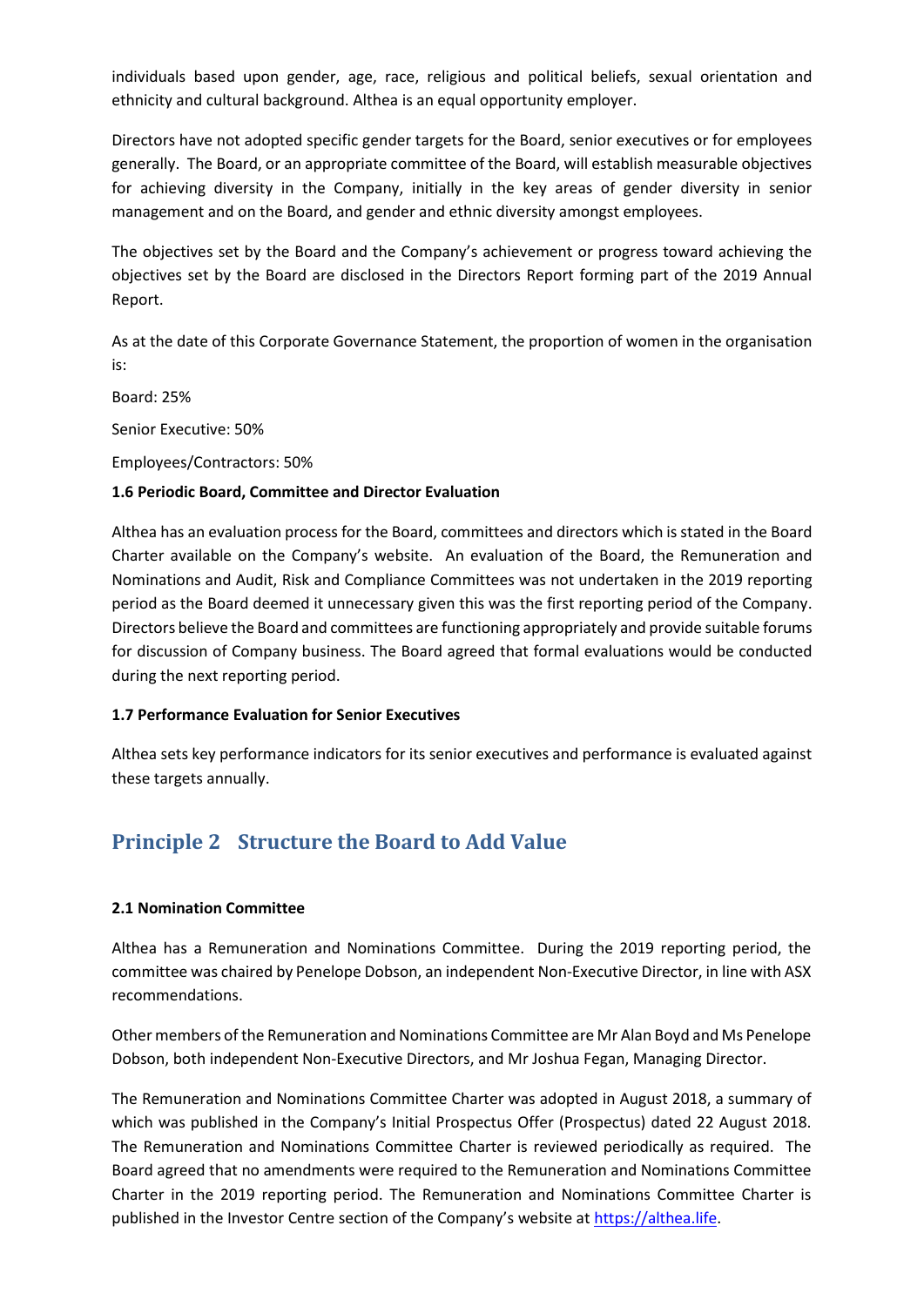individuals based upon gender, age, race, religious and political beliefs, sexual orientation and ethnicity and cultural background. Althea is an equal opportunity employer.

Directors have not adopted specific gender targets for the Board, senior executives or for employees generally. The Board, or an appropriate committee of the Board, will establish measurable objectives for achieving diversity in the Company, initially in the key areas of gender diversity in senior management and on the Board, and gender and ethnic diversity amongst employees.

The objectives set by the Board and the Company's achievement or progress toward achieving the objectives set by the Board are disclosed in the Directors Report forming part of the 2019 Annual Report.

As at the date of this Corporate Governance Statement, the proportion of women in the organisation is:

Board: 25%

Senior Executive: 50%

Employees/Contractors: 50%

**1.6 Periodic Board, Committee and Director Evaluation**

Althea has an evaluation process for the Board, committees and directors which is stated in the Board Charter available on the Company's website. An evaluation of the Board, the Remuneration and Nominations and Audit, Risk and Compliance Committees was not undertaken in the 2019 reporting period as the Board deemed it unnecessary given this was the first reporting period of the Company. Directors believe the Board and committees are functioning appropriately and provide suitable forums for discussion of Company business. The Board agreed that formal evaluations would be conducted during the next reporting period.

**1.7 Performance Evaluation for Senior Executives**

Althea sets key performance indicators for its senior executives and performance is evaluated against these targets annually.

## Principle 2 Structure the Board to Add Value

**2.1 Nomination Committee**

Althea has a Remuneration and Nominations Committee. During the 2019 reporting period, the committee was chaired by Penelope Dobson, an independent Non-Executive Director, in line with ASX recommendations.

Other members of the Remuneration and Nominations Committee are Mr Alan Boyd and Ms Penelope Dobson, both independent Non-Executive Directors, and Mr Joshua Fegan, Managing Director.

The Remuneration and Nominations Committee Charter was adopted in August 2018, a summary of which was published in the Company's Initial Prospectus Offer (Prospectus) dated 22 August 2018. The Remuneration and Nominations Committee Charter is reviewed periodically as required. The Board agreed that no amendments were required to the Remuneration and Nominations Committee Charter in the 2019 reporting period. The Remuneration and Nominations Committee Charter is published in the Investor Centre section of the Company's website at https://althea.life.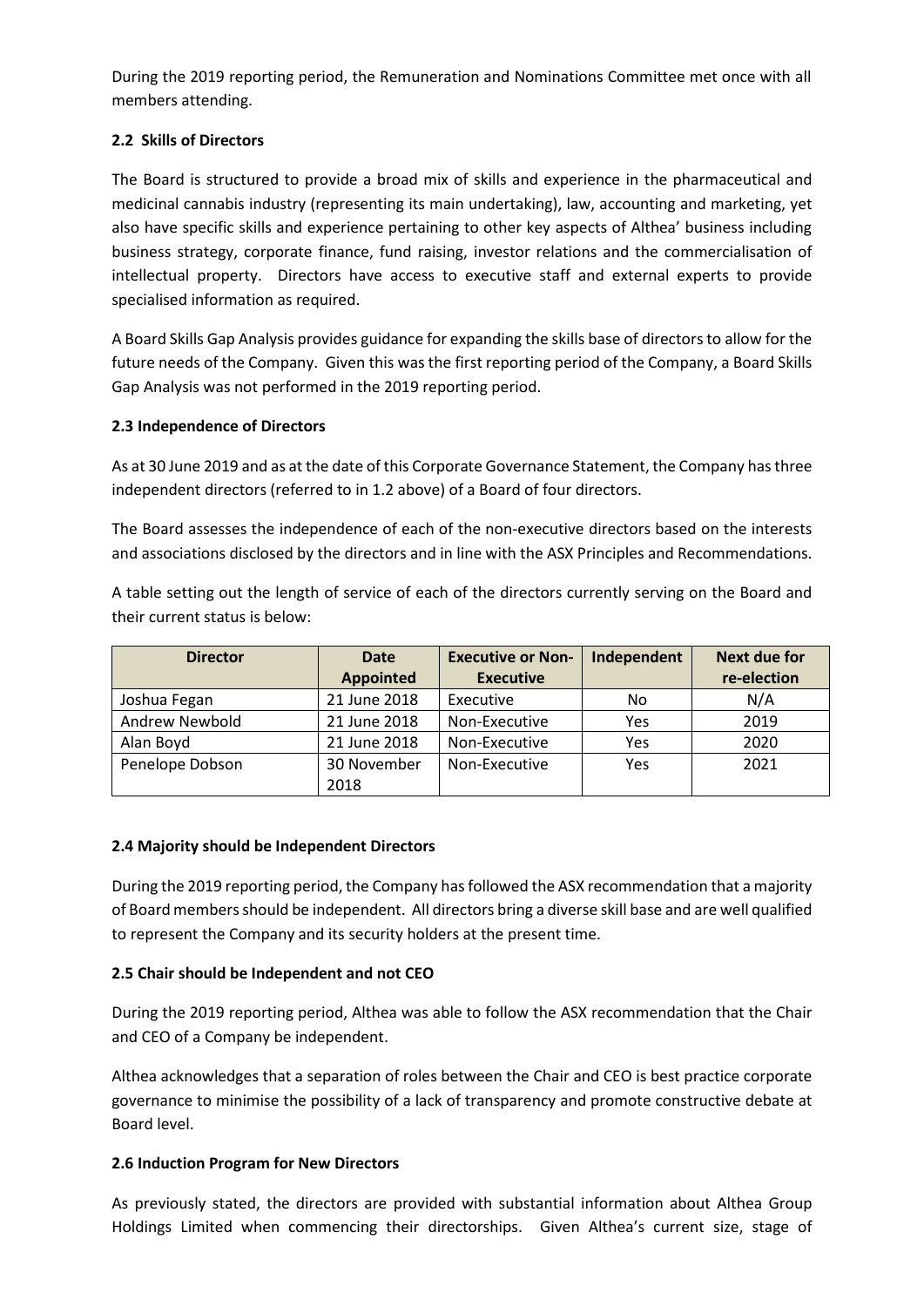During the 2019 reporting period, the Remuneration and Nominations Committee met once with all members attending.

### 2.2 Skills of Directors

The Board is structured to provide a broad mix of skills and experience in the pharmaceutical and medicinal cannabis industry (representing its main undertaking), law, accounting and marketing, yet also have specific skills and experience pertaining to other key aspects of Althea' business including business strategy, corporate finance, fund raising, investor relations and the commercialisation of intellectual property. Directors have access to executive staff and external experts to provide specialised information as required.

A Board Skills Gap Analysis provides guidance for expanding the skills base of directors to allow for the future needs of the Company. Given this was the first reporting period of the Company, a Board Skills Gap Analysis was not performed in the 2019 reporting period.

### 2.3 Independence of Directors

As at 30 June 2019 and as at the date of this Corporate Governance Statement, the Company has three independent directors (referred to in 1.2 above) of a Board of four directors.

The Board assesses the independence of each of the non-executive directors based on the interests and associations disclosed by the directors and in line with the ASX Principles and Recommendations.

A table setting out the length of service of each of the directors currently serving on the Board and their current status is below:

| Director | Date Appointed | Executive or Non-Executive | Independent | Next due for re-election |
|---|---|---|---|---|
| Joshua Fegan | 21 June 2018 | Executive | No | N/A |
| Andrew Newbold | 21 June 2018 | Non-Executive | Yes | 2019 |
| Alan Boyd | 21 June 2018 | Non-Executive | Yes | 2020 |
| Penelope Dobson | 30 November 2018 | Non-Executive | Yes | 2021 |

### 2.4 Majority should be Independent Directors

During the 2019 reporting period, the Company has followed the ASX recommendation that a majority of Board members should be independent. All directors bring a diverse skill base and are well qualified to represent the Company and its security holders at the present time.

### 2.5 Chair should be Independent and not CEO

During the 2019 reporting period, Althea was able to follow the ASX recommendation that the Chair and CEO of a Company be independent.

Althea acknowledges that a separation of roles between the Chair and CEO is best practice corporate governance to minimise the possibility of a lack of transparency and promote constructive debate at Board level.

### 2.6 Induction Program for New Directors

As previously stated, the directors are provided with substantial information about Althea Group Holdings Limited when commencing their directorships. Given Althea's current size, stage of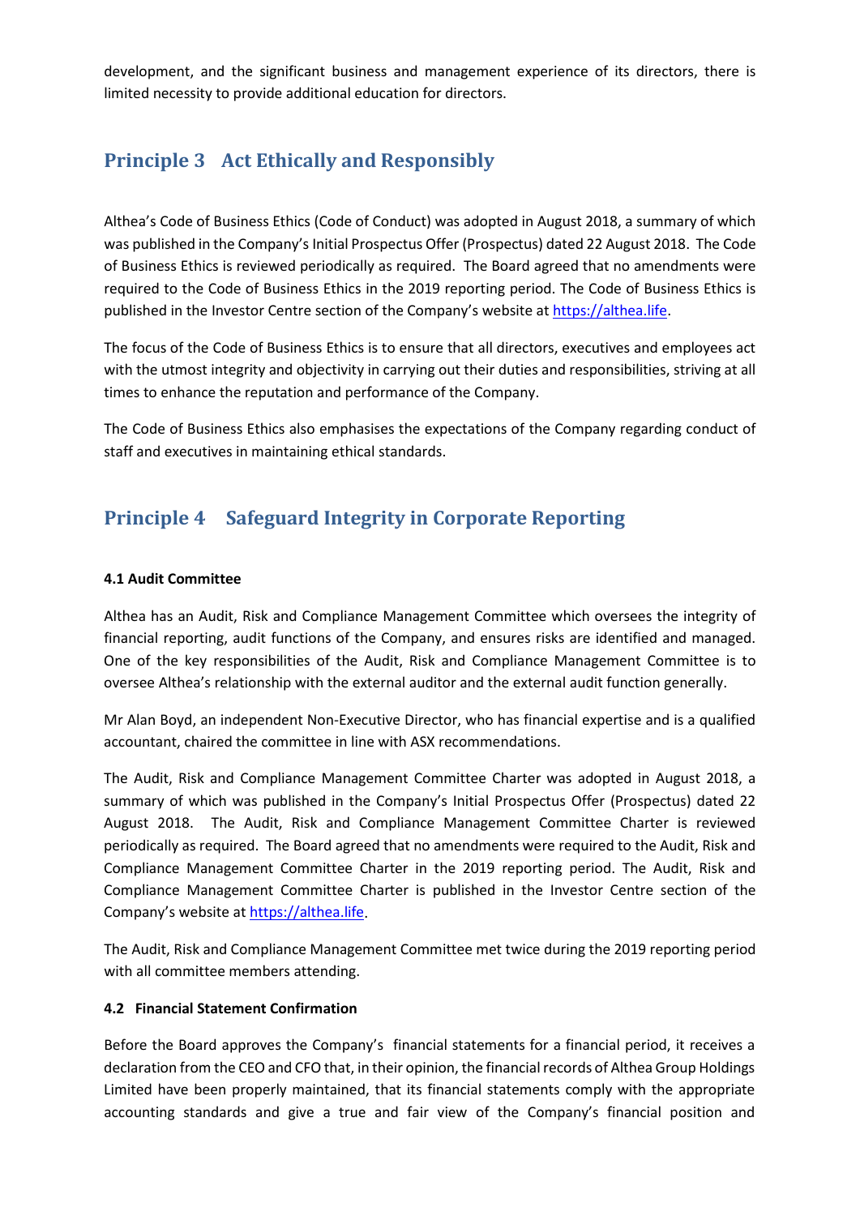development, and the significant business and management experience of its directors, there is limited necessity to provide additional education for directors.

## Principle 3 Act Ethically and Responsibly

Althea's Code of Business Ethics (Code of Conduct) was adopted in August 2018, a summary of which was published in the Company's Initial Prospectus Offer (Prospectus) dated 22 August 2018. The Code of Business Ethics is reviewed periodically as required. The Board agreed that no amendments were required to the Code of Business Ethics in the 2019 reporting period. The Code of Business Ethics is published in the Investor Centre section of the Company's website at [https://althea.life](https://althea.life).

The focus of the Code of Business Ethics is to ensure that all directors, executives and employees act with the utmost integrity and objectivity in carrying out their duties and responsibilities, striving at all times to enhance the reputation and performance of the Company.

The Code of Business Ethics also emphasises the expectations of the Company regarding conduct of staff and executives in maintaining ethical standards.

## Principle 4 Safeguard Integrity in Corporate Reporting

### 4.1 Audit Committee

Althea has an Audit, Risk and Compliance Management Committee which oversees the integrity of financial reporting, audit functions of the Company, and ensures risks are identified and managed. One of the key responsibilities of the Audit, Risk and Compliance Management Committee is to oversee Althea's relationship with the external auditor and the external audit function generally.

Mr Alan Boyd, an independent Non-Executive Director, who has financial expertise and is a qualified accountant, chaired the committee in line with ASX recommendations.

The Audit, Risk and Compliance Management Committee Charter was adopted in August 2018, a summary of which was published in the Company's Initial Prospectus Offer (Prospectus) dated 22 August 2018. The Audit, Risk and Compliance Management Committee Charter is reviewed periodically as required. The Board agreed that no amendments were required to the Audit, Risk and Compliance Management Committee Charter in the 2019 reporting period. The Audit, Risk and Compliance Management Committee Charter is published in the Investor Centre section of the Company's website at [https://althea.life](https://althea.life).

The Audit, Risk and Compliance Management Committee met twice during the 2019 reporting period with all committee members attending.

### 4.2 Financial Statement Confirmation

Before the Board approves the Company's financial statements for a financial period, it receives a declaration from the CEO and CFO that, in their opinion, the financial records of Althea Group Holdings Limited have been properly maintained, that its financial statements comply with the appropriate accounting standards and give a true and fair view of the Company's financial position and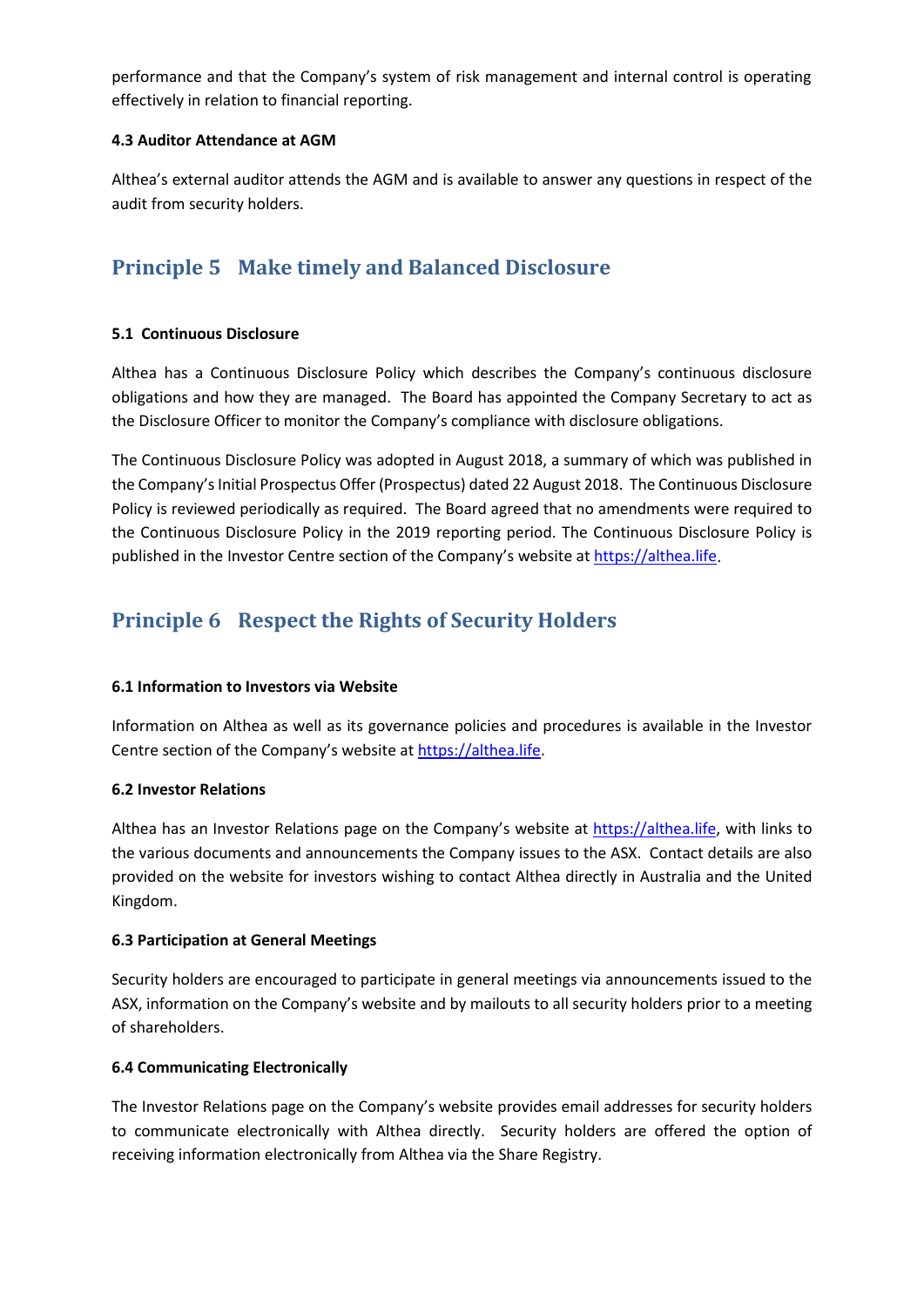performance and that the Company's system of risk management and internal control is operating effectively in relation to financial reporting.

**4.3 Auditor Attendance at AGM**

Althea's external auditor attends the AGM and is available to answer any questions in respect of the audit from security holders.

## Principle 5 Make timely and Balanced Disclosure

**5.1 Continuous Disclosure**

Althea has a Continuous Disclosure Policy which describes the Company's continuous disclosure obligations and how they are managed. The Board has appointed the Company Secretary to act as the Disclosure Officer to monitor the Company's compliance with disclosure obligations.

The Continuous Disclosure Policy was adopted in August 2018, a summary of which was published in the Company's Initial Prospectus Offer (Prospectus) dated 22 August 2018. The Continuous Disclosure Policy is reviewed periodically as required. The Board agreed that no amendments were required to the Continuous Disclosure Policy in the 2019 reporting period. The Continuous Disclosure Policy is published in the Investor Centre section of the Company's website at https://althea.life.

## Principle 6 Respect the Rights of Security Holders

**6.1 Information to Investors via Website**

Information on Althea as well as its governance policies and procedures is available in the Investor Centre section of the Company's website at https://althea.life.

**6.2 Investor Relations**

Althea has an Investor Relations page on the Company's website at https://althea.life, with links to the various documents and announcements the Company issues to the ASX. Contact details are also provided on the website for investors wishing to contact Althea directly in Australia and the United Kingdom.

**6.3 Participation at General Meetings**

Security holders are encouraged to participate in general meetings via announcements issued to the ASX, information on the Company's website and by mailouts to all security holders prior to a meeting of shareholders.

**6.4 Communicating Electronically**

The Investor Relations page on the Company's website provides email addresses for security holders to communicate electronically with Althea directly. Security holders are offered the option of receiving information electronically from Althea via the Share Registry.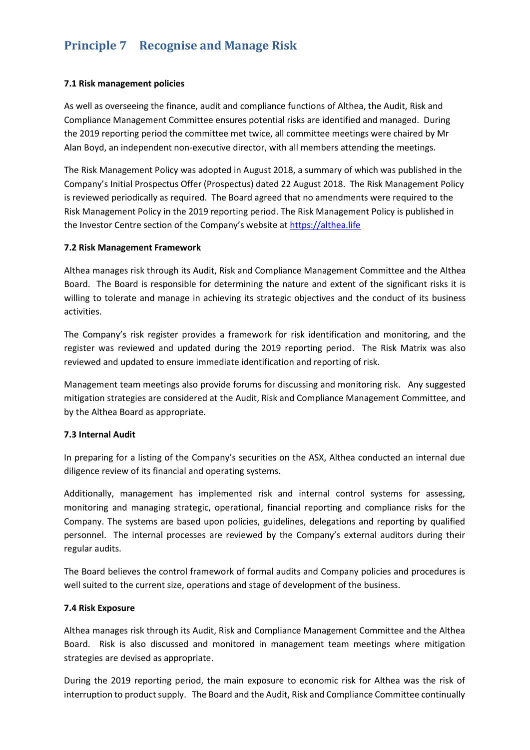## Principle 7 Recognise and Manage Risk

**7.1 Risk management policies**

As well as overseeing the finance, audit and compliance functions of Althea, the Audit, Risk and Compliance Management Committee ensures potential risks are identified and managed. During the 2019 reporting period the committee met twice, all committee meetings were chaired by Mr Alan Boyd, an independent non-executive director, with all members attending the meetings.

The Risk Management Policy was adopted in August 2018, a summary of which was published in the Company's Initial Prospectus Offer (Prospectus) dated 22 August 2018. The Risk Management Policy is reviewed periodically as required. The Board agreed that no amendments were required to the Risk Management Policy in the 2019 reporting period. The Risk Management Policy is published in the Investor Centre section of the Company's website at https://althea.life

**7.2 Risk Management Framework**

Althea manages risk through its Audit, Risk and Compliance Management Committee and the Althea Board. The Board is responsible for determining the nature and extent of the significant risks it is willing to tolerate and manage in achieving its strategic objectives and the conduct of its business activities.

The Company's risk register provides a framework for risk identification and monitoring, and the register was reviewed and updated during the 2019 reporting period. The Risk Matrix was also reviewed and updated to ensure immediate identification and reporting of risk.

Management team meetings also provide forums for discussing and monitoring risk. Any suggested mitigation strategies are considered at the Audit, Risk and Compliance Management Committee, and by the Althea Board as appropriate.

**7.3 Internal Audit**

In preparing for a listing of the Company's securities on the ASX, Althea conducted an internal due diligence review of its financial and operating systems.

Additionally, management has implemented risk and internal control systems for assessing, monitoring and managing strategic, operational, financial reporting and compliance risks for the Company. The systems are based upon policies, guidelines, delegations and reporting by qualified personnel. The internal processes are reviewed by the Company's external auditors during their regular audits.

The Board believes the control framework of formal audits and Company policies and procedures is well suited to the current size, operations and stage of development of the business.

**7.4 Risk Exposure**

Althea manages risk through its Audit, Risk and Compliance Management Committee and the Althea Board. Risk is also discussed and monitored in management team meetings where mitigation strategies are devised as appropriate.

During the 2019 reporting period, the main exposure to economic risk for Althea was the risk of interruption to product supply. The Board and the Audit, Risk and Compliance Committee continually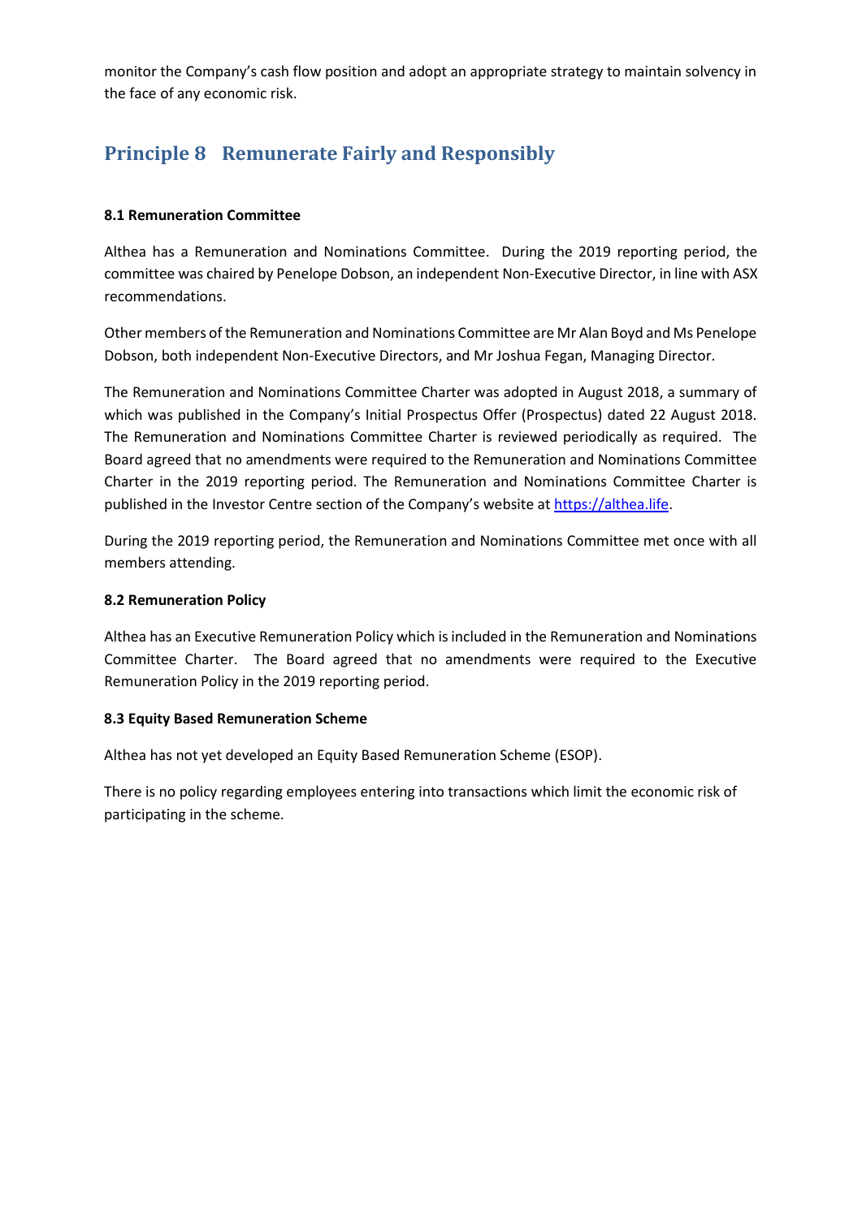monitor the Company's cash flow position and adopt an appropriate strategy to maintain solvency in the face of any economic risk.

## Principle 8 Remunerate Fairly and Responsibly

**8.1 Remuneration Committee**

Althea has a Remuneration and Nominations Committee. During the 2019 reporting period, the committee was chaired by Penelope Dobson, an independent Non-Executive Director, in line with ASX recommendations.

Other members of the Remuneration and Nominations Committee are Mr Alan Boyd and Ms Penelope Dobson, both independent Non-Executive Directors, and Mr Joshua Fegan, Managing Director.

The Remuneration and Nominations Committee Charter was adopted in August 2018, a summary of which was published in the Company's Initial Prospectus Offer (Prospectus) dated 22 August 2018. The Remuneration and Nominations Committee Charter is reviewed periodically as required. The Board agreed that no amendments were required to the Remuneration and Nominations Committee Charter in the 2019 reporting period. The Remuneration and Nominations Committee Charter is published in the Investor Centre section of the Company's website at https://althea.life.

During the 2019 reporting period, the Remuneration and Nominations Committee met once with all members attending.

**8.2 Remuneration Policy**

Althea has an Executive Remuneration Policy which is included in the Remuneration and Nominations Committee Charter. The Board agreed that no amendments were required to the Executive Remuneration Policy in the 2019 reporting period.

**8.3 Equity Based Remuneration Scheme**

Althea has not yet developed an Equity Based Remuneration Scheme (ESOP).

There is no policy regarding employees entering into transactions which limit the economic risk of participating in the scheme.